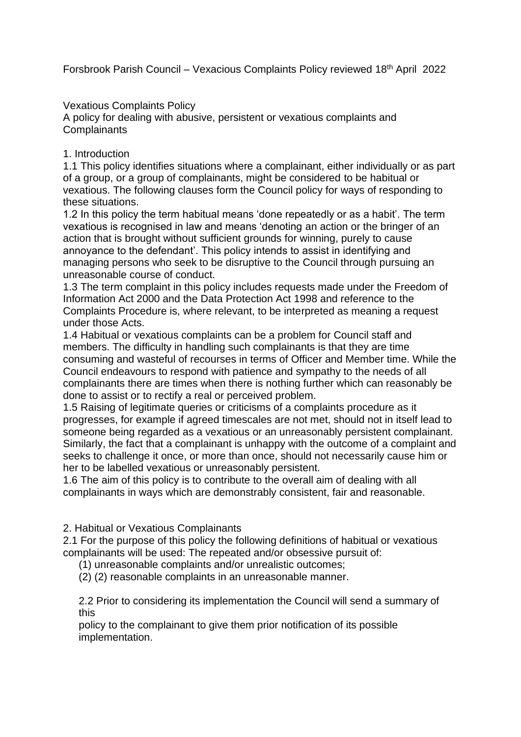Forsbrook Parish Council – Vexacious Complaints Policy reviewed 18th April 2022

# Vexatious Complaints Policy

A policy for dealing with abusive, persistent or vexatious complaints and Complainants

## 1. Introduction

1.1 This policy identifies situations where a complainant, either individually or as part of a group, or a group of complainants, might be considered to be habitual or vexatious. The following clauses form the Council policy for ways of responding to these situations.

1.2 In this policy the term habitual means 'done repeatedly or as a habit'. The term vexatious is recognised in law and means 'denoting an action or the bringer of an action that is brought without sufficient grounds for winning, purely to cause annoyance to the defendant'. This policy intends to assist in identifying and managing persons who seek to be disruptive to the Council through pursuing an unreasonable course of conduct.

1.3 The term complaint in this policy includes requests made under the Freedom of Information Act 2000 and the Data Protection Act 1998 and reference to the Complaints Procedure is, where relevant, to be interpreted as meaning a request under those Acts.

1.4 Habitual or vexatious complaints can be a problem for Council staff and members. The difficulty in handling such complainants is that they are time consuming and wasteful of recourses in terms of Officer and Member time. While the Council endeavours to respond with patience and sympathy to the needs of all complainants there are times when there is nothing further which can reasonably be done to assist or to rectify a real or perceived problem.

1.5 Raising of legitimate queries or criticisms of a complaints procedure as it progresses, for example if agreed timescales are not met, should not in itself lead to someone being regarded as a vexatious or an unreasonably persistent complainant. Similarly, the fact that a complainant is unhappy with the outcome of a complaint and seeks to challenge it once, or more than once, should not necessarily cause him or her to be labelled vexatious or unreasonably persistent.

1.6 The aim of this policy is to contribute to the overall aim of dealing with all complainants in ways which are demonstrably consistent, fair and reasonable.

## 2. Habitual or Vexatious Complainants

2.1 For the purpose of this policy the following definitions of habitual or vexatious complainants will be used: The repeated and/or obsessive pursuit of:

(1) unreasonable complaints and/or unrealistic outcomes;

(2) (2) reasonable complaints in an unreasonable manner.

2.2 Prior to considering its implementation the Council will send a summary of this policy to the complainant to give them prior notification of its possible implementation.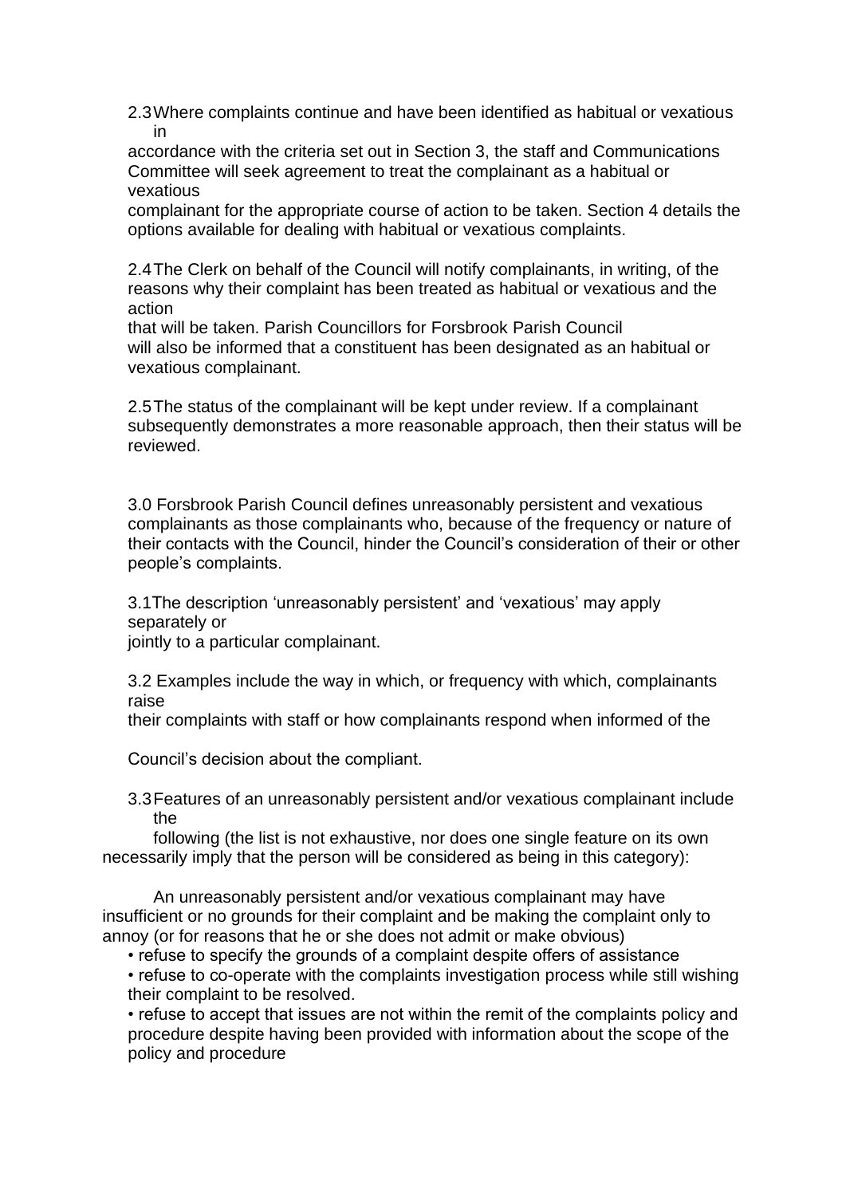2.3 Where complaints continue and have been identified as habitual or vexatious in accordance with the criteria set out in Section 3, the staff and Communications Committee will seek agreement to treat the complainant as a habitual or vexatious complainant for the appropriate course of action to be taken. Section 4 details the options available for dealing with habitual or vexatious complaints.

2.4 The Clerk on behalf of the Council will notify complainants, in writing, of the reasons why their complaint has been treated as habitual or vexatious and the action that will be taken. Parish Councillors for Forsbrook Parish Council will also be informed that a constituent has been designated as an habitual or vexatious complainant.

2.5 The status of the complainant will be kept under review. If a complainant subsequently demonstrates a more reasonable approach, then their status will be reviewed.

3.0 Forsbrook Parish Council defines unreasonably persistent and vexatious complainants as those complainants who, because of the frequency or nature of their contacts with the Council, hinder the Council's consideration of their or other people's complaints.

3.1 The description 'unreasonably persistent' and 'vexatious' may apply separately or jointly to a particular complainant.

3.2 Examples include the way in which, or frequency with which, complainants raise their complaints with staff or how complainants respond when informed of the Council's decision about the compliant.

3.3 Features of an unreasonably persistent and/or vexatious complainant include the following (the list is not exhaustive, nor does one single feature on its own necessarily imply that the person will be considered as being in this category):

An unreasonably persistent and/or vexatious complainant may have insufficient or no grounds for their complaint and be making the complaint only to annoy (or for reasons that he or she does not admit or make obvious)

- refuse to specify the grounds of a complaint despite offers of assistance
- refuse to co-operate with the complaints investigation process while still wishing their complaint to be resolved.
- refuse to accept that issues are not within the remit of the complaints policy and procedure despite having been provided with information about the scope of the policy and procedure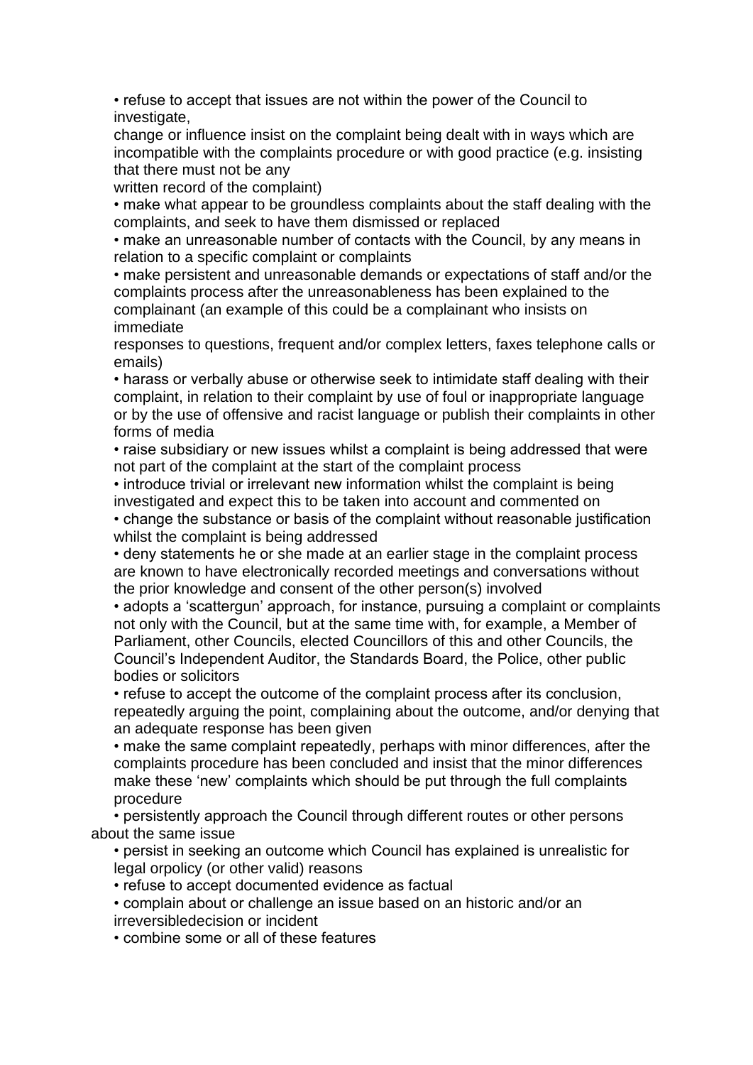- refuse to accept that issues are not within the power of the Council to investigate,
  change or influence insist on the complaint being dealt with in ways which are incompatible with the complaints procedure or with good practice (e.g. insisting that there must not be any
  written record of the complaint)
- make what appear to be groundless complaints about the staff dealing with the complaints, and seek to have them dismissed or replaced
- make an unreasonable number of contacts with the Council, by any means in relation to a specific complaint or complaints
- make persistent and unreasonable demands or expectations of staff and/or the complaints process after the unreasonableness has been explained to the complainant (an example of this could be a complainant who insists on immediate
  responses to questions, frequent and/or complex letters, faxes telephone calls or emails)
- harass or verbally abuse or otherwise seek to intimidate staff dealing with their complaint, in relation to their complaint by use of foul or inappropriate language or by the use of offensive and racist language or publish their complaints in other forms of media
- raise subsidiary or new issues whilst a complaint is being addressed that were not part of the complaint at the start of the complaint process
- introduce trivial or irrelevant new information whilst the complaint is being investigated and expect this to be taken into account and commented on
- change the substance or basis of the complaint without reasonable justification whilst the complaint is being addressed
- deny statements he or she made at an earlier stage in the complaint process are known to have electronically recorded meetings and conversations without the prior knowledge and consent of the other person(s) involved
- adopts a 'scattergun' approach, for instance, pursuing a complaint or complaints not only with the Council, but at the same time with, for example, a Member of Parliament, other Councils, elected Councillors of this and other Councils, the Council's Independent Auditor, the Standards Board, the Police, other public bodies or solicitors
- refuse to accept the outcome of the complaint process after its conclusion, repeatedly arguing the point, complaining about the outcome, and/or denying that an adequate response has been given
- make the same complaint repeatedly, perhaps with minor differences, after the complaints procedure has been concluded and insist that the minor differences make these 'new' complaints which should be put through the full complaints procedure
- persistently approach the Council through different routes or other persons about the same issue
- persist in seeking an outcome which Council has explained is unrealistic for legal orpolicy (or other valid) reasons
- refuse to accept documented evidence as factual
- complain about or challenge an issue based on an historic and/or an irreversibledecision or incident
- combine some or all of these features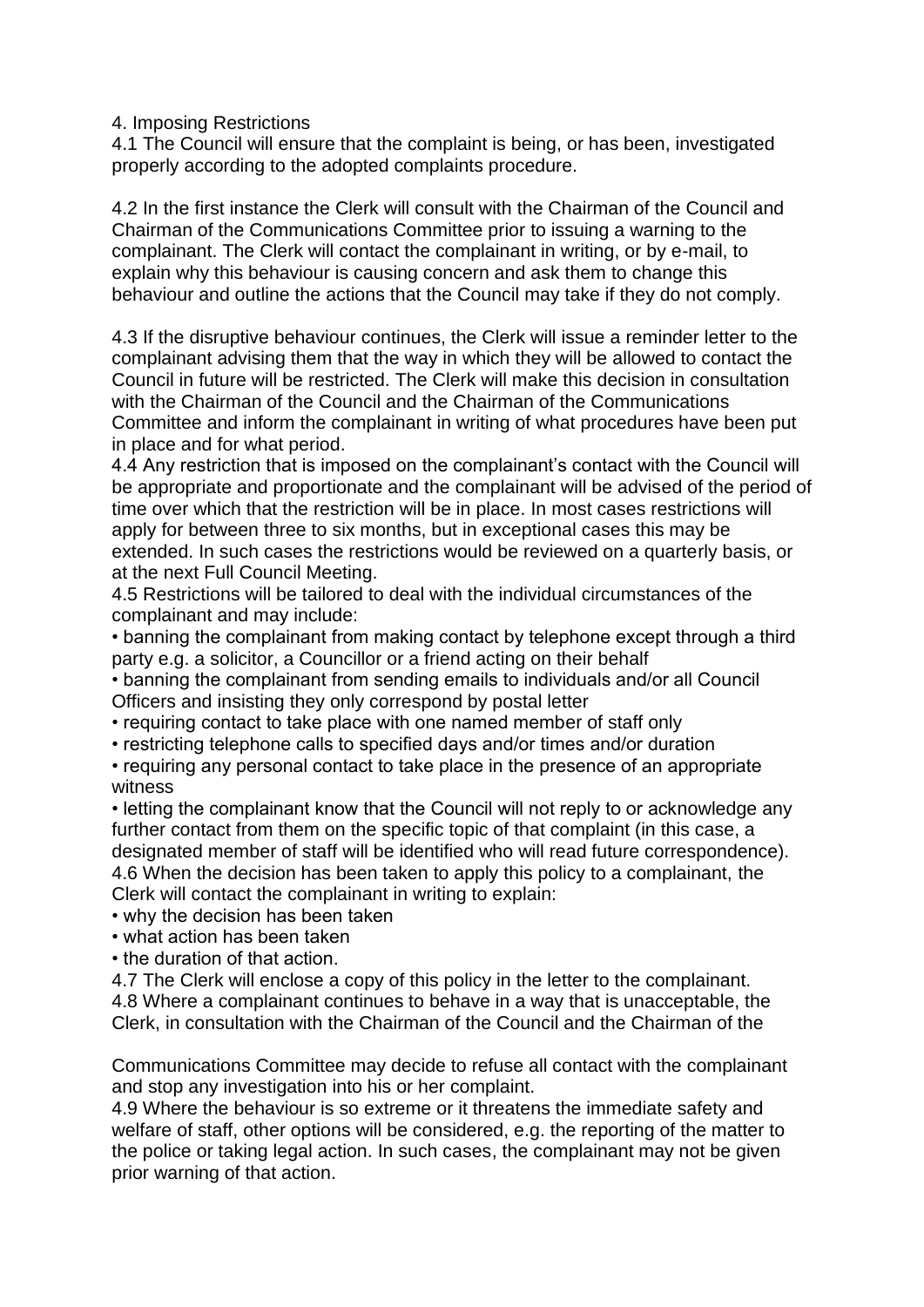## 4. Imposing Restrictions

4.1 The Council will ensure that the complaint is being, or has been, investigated properly according to the adopted complaints procedure.

4.2 In the first instance the Clerk will consult with the Chairman of the Council and Chairman of the Communications Committee prior to issuing a warning to the complainant. The Clerk will contact the complainant in writing, or by e-mail, to explain why this behaviour is causing concern and ask them to change this behaviour and outline the actions that the Council may take if they do not comply.

4.3 If the disruptive behaviour continues, the Clerk will issue a reminder letter to the complainant advising them that the way in which they will be allowed to contact the Council in future will be restricted. The Clerk will make this decision in consultation with the Chairman of the Council and the Chairman of the Communications Committee and inform the complainant in writing of what procedures have been put in place and for what period.

4.4 Any restriction that is imposed on the complainant's contact with the Council will be appropriate and proportionate and the complainant will be advised of the period of time over which that the restriction will be in place. In most cases restrictions will apply for between three to six months, but in exceptional cases this may be extended. In such cases the restrictions would be reviewed on a quarterly basis, or at the next Full Council Meeting.

4.5 Restrictions will be tailored to deal with the individual circumstances of the complainant and may include:

- banning the complainant from making contact by telephone except through a third party e.g. a solicitor, a Councillor or a friend acting on their behalf
- banning the complainant from sending emails to individuals and/or all Council Officers and insisting they only correspond by postal letter
- requiring contact to take place with one named member of staff only
- restricting telephone calls to specified days and/or times and/or duration
- requiring any personal contact to take place in the presence of an appropriate witness
- letting the complainant know that the Council will not reply to or acknowledge any further contact from them on the specific topic of that complaint (in this case, a designated member of staff will be identified who will read future correspondence).

4.6 When the decision has been taken to apply this policy to a complainant, the Clerk will contact the complainant in writing to explain:

- why the decision has been taken
- what action has been taken
- the duration of that action.

4.7 The Clerk will enclose a copy of this policy in the letter to the complainant.

4.8 Where a complainant continues to behave in a way that is unacceptable, the Clerk, in consultation with the Chairman of the Council and the Chairman of the Communications Committee may decide to refuse all contact with the complainant and stop any investigation into his or her complaint.

4.9 Where the behaviour is so extreme or it threatens the immediate safety and welfare of staff, other options will be considered, e.g. the reporting of the matter to the police or taking legal action. In such cases, the complainant may not be given prior warning of that action.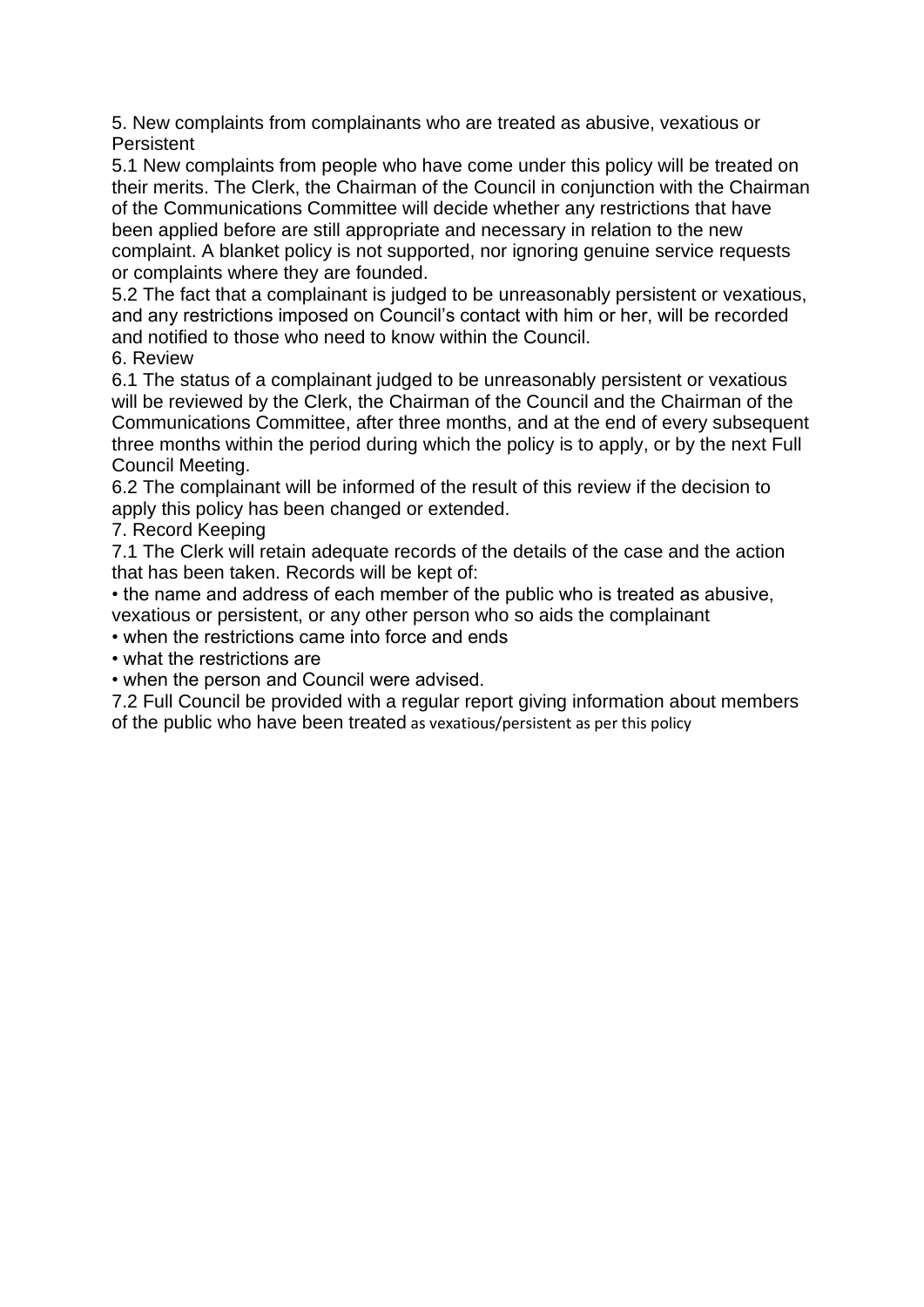## 5. New complaints from complainants who are treated as abusive, vexatious or Persistent

5.1 New complaints from people who have come under this policy will be treated on their merits. The Clerk, the Chairman of the Council in conjunction with the Chairman of the Communications Committee will decide whether any restrictions that have been applied before are still appropriate and necessary in relation to the new complaint. A blanket policy is not supported, nor ignoring genuine service requests or complaints where they are founded.

5.2 The fact that a complainant is judged to be unreasonably persistent or vexatious, and any restrictions imposed on Council's contact with him or her, will be recorded and notified to those who need to know within the Council.

## 6. Review

6.1 The status of a complainant judged to be unreasonably persistent or vexatious will be reviewed by the Clerk, the Chairman of the Council and the Chairman of the Communications Committee, after three months, and at the end of every subsequent three months within the period during which the policy is to apply, or by the next Full Council Meeting.

6.2 The complainant will be informed of the result of this review if the decision to apply this policy has been changed or extended.

## 7. Record Keeping

7.1 The Clerk will retain adequate records of the details of the case and the action that has been taken. Records will be kept of:

- the name and address of each member of the public who is treated as abusive, vexatious or persistent, or any other person who so aids the complainant
- when the restrictions came into force and ends
- what the restrictions are
- when the person and Council were advised.

7.2 Full Council be provided with a regular report giving information about members of the public who have been treated as vexatious/persistent as per this policy